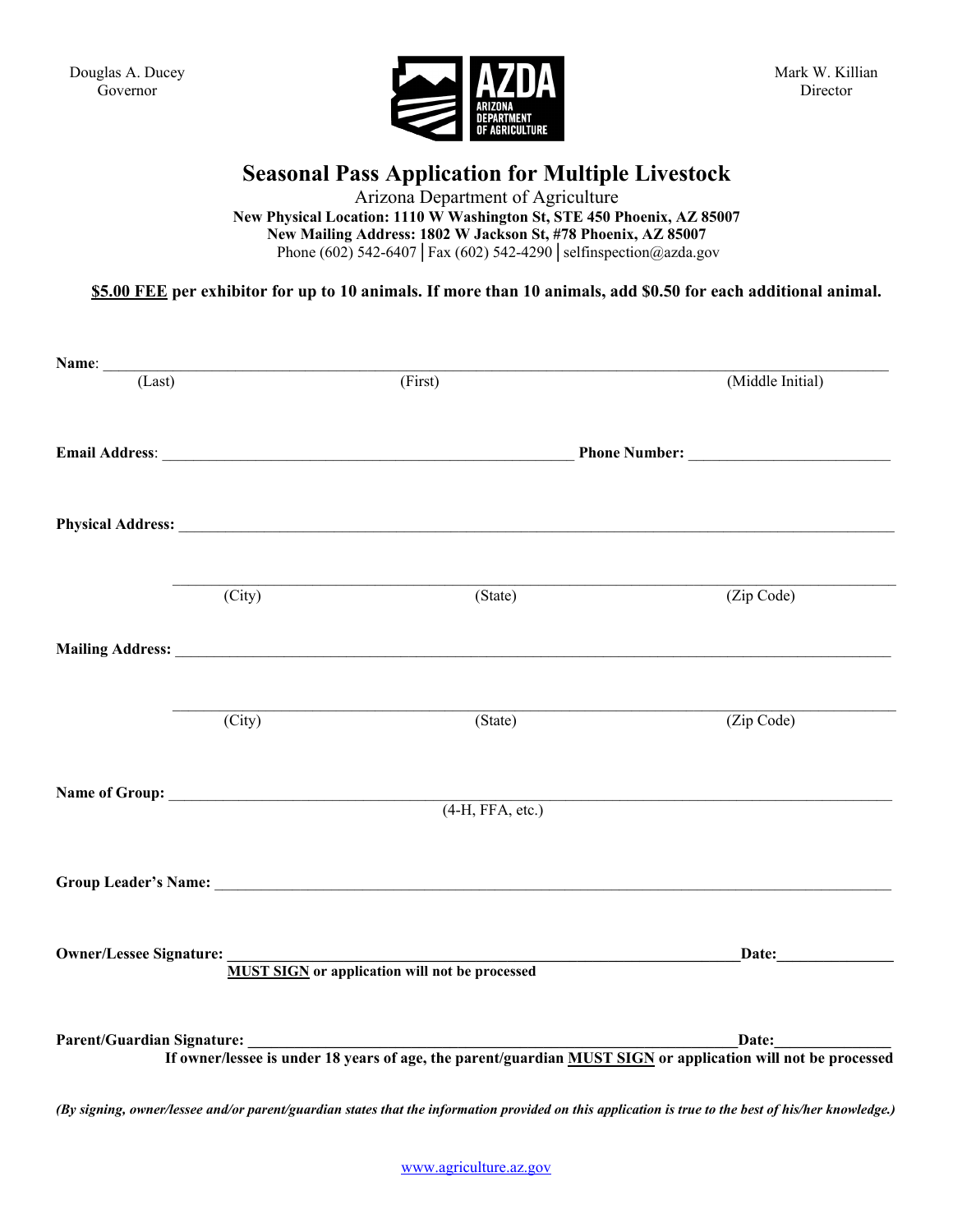Douglas A. Ducey
Governor

Mark W. Killian
Director

AZDA
ARIZONA DEPARTMENT OF AGRICULTURE

# Seasonal Pass Application for Multiple Livestock

Arizona Department of Agriculture

**New Physical Location: 1110 W Washington St, STE 450 Phoenix, AZ 85007**
**New Mailing Address: 1802 W Jackson St, #78 Phoenix, AZ 85007**
Phone (602) 542-6407 │ Fax (602) 542-4290 │ selfinspection@azda.gov

**$5.00 FEE per exhibitor for up to 10 animals. If more than 10 animals, add $0.50 for each additional animal.**

**Name**: ______________________________________________________________
(Last) (First) (Middle Initial)

**Email Address**: ______________________________ **Phone Number:** ____________________

**Physical Address:** ______________________________________________________________

______________________________________________________________
(City) (State) (Zip Code)

**Mailing Address:** ______________________________________________________________

______________________________________________________________
(City) (State) (Zip Code)

**Name of Group:** ______________________________________________________________
(4-H, FFA, etc.)

**Group Leader's Name:** ______________________________________________________________

**Owner/Lessee Signature:** ______________________________________________**Date:**______________
**MUST SIGN or application will not be processed**

**Parent/Guardian Signature:** ____________________________________________**Date:**______________
**If owner/lessee is under 18 years of age, the parent/guardian MUST SIGN or application will not be processed**

***(By signing, owner/lessee and/or parent/guardian states that the information provided on this application is true to the best of his/her knowledge.)***

www.agriculture.az.gov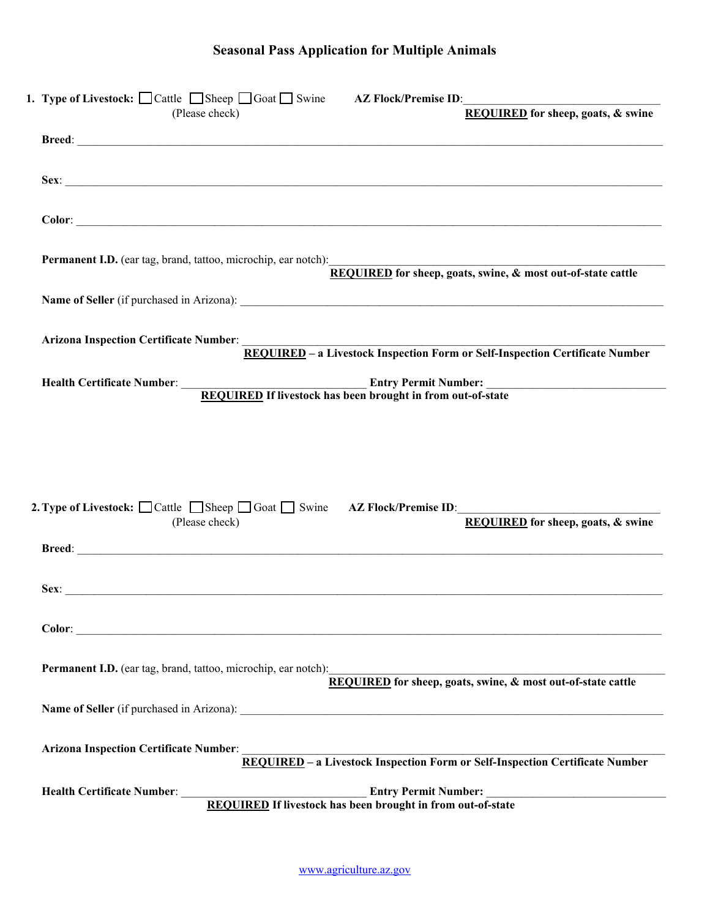# Seasonal Pass Application for Multiple Animals

1. **Type of Livestock:** ☐ Cattle ☐ Sheep ☐ Goat ☐ Swine (Please check) **AZ Flock/Premise ID**: ________________________________ **REQUIRED for sheep, goats, & swine**

**Breed**: ____________________________________________________________________________

**Sex**: ______________________________________________________________________________

**Color**: ____________________________________________________________________________

**Permanent I.D.** (ear tag, brand, tattoo, microchip, ear notch): ________________________________________
**REQUIRED for sheep, goats, swine, & most out-of-state cattle**

**Name of Seller** (if purchased in Arizona): ______________________________________________________

**Arizona Inspection Certificate Number**: ________________________________________________________
**REQUIRED – a Livestock Inspection Form or Self-Inspection Certificate Number**

**Health Certificate Number**: ______________________________ **Entry Permit Number:** ______________________________
**REQUIRED If livestock has been brought in from out-of-state**

2. **Type of Livestock:** ☐ Cattle ☐ Sheep ☐ Goat ☐ Swine (Please check) **AZ Flock/Premise ID**: ________________________________ **REQUIRED for sheep, goats, & swine**

**Breed**: ____________________________________________________________________________

**Sex**: ______________________________________________________________________________

**Color**: ____________________________________________________________________________

**Permanent I.D.** (ear tag, brand, tattoo, microchip, ear notch): ________________________________________
**REQUIRED for sheep, goats, swine, & most out-of-state cattle**

**Name of Seller** (if purchased in Arizona): ______________________________________________________

**Arizona Inspection Certificate Number**: ________________________________________________________
**REQUIRED – a Livestock Inspection Form or Self-Inspection Certificate Number**

**Health Certificate Number**: ______________________________ **Entry Permit Number:** ______________________________
**REQUIRED If livestock has been brought in from out-of-state**

www.agriculture.az.gov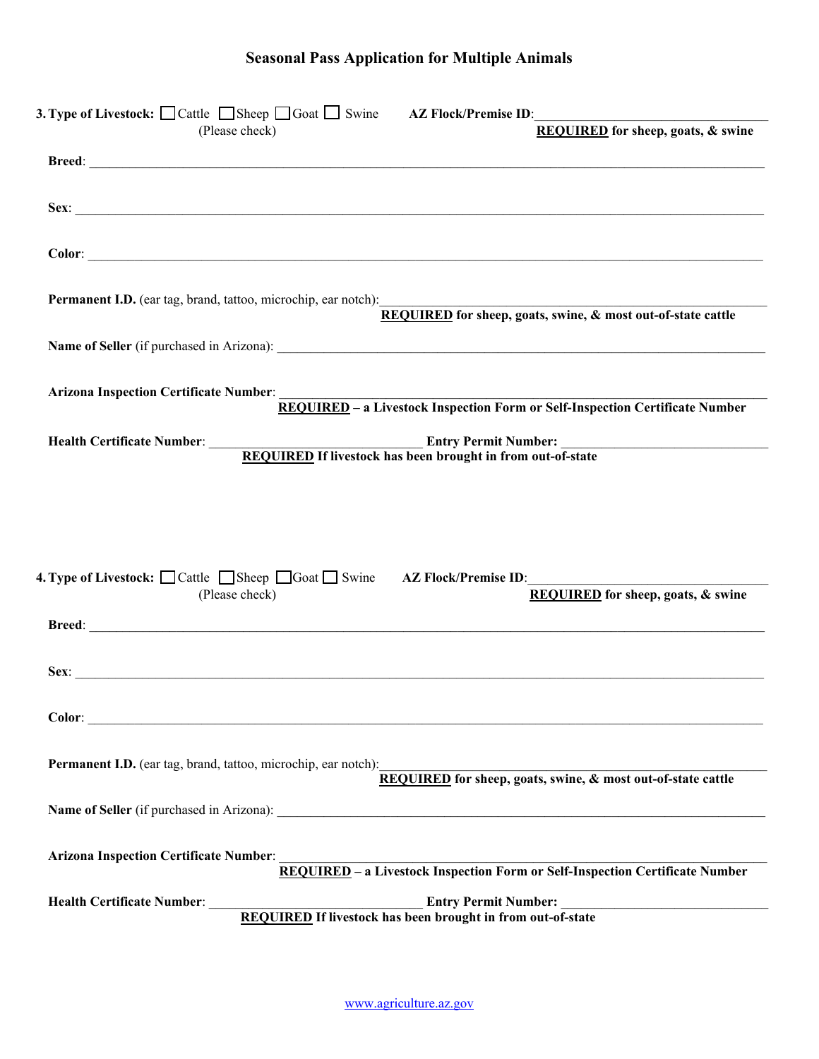# Seasonal Pass Application for Multiple Animals

**3. Type of Livestock:** ☐ Cattle ☐ Sheep ☐ Goat ☐ Swine (Please check) **AZ Flock/Premise ID**: ______________________________ **REQUIRED for sheep, goats, & swine**

**Breed**: ______________________________

**Sex**: ______________________________

**Color**: ______________________________

**Permanent I.D.** (ear tag, brand, tattoo, microchip, ear notch): ______________________________
**REQUIRED for sheep, goats, swine, & most out-of-state cattle**

**Name of Seller** (if purchased in Arizona): ______________________________

**Arizona Inspection Certificate Number**: ______________________________
**REQUIRED – a Livestock Inspection Form or Self-Inspection Certificate Number**

**Health Certificate Number**: ______________________________ **Entry Permit Number:** ______________________________
**REQUIRED If livestock has been brought in from out-of-state**

**4. Type of Livestock:** ☐ Cattle ☐ Sheep ☐ Goat ☐ Swine (Please check) **AZ Flock/Premise ID**: ______________________________ **REQUIRED for sheep, goats, & swine**

**Breed**: ______________________________

**Sex**: ______________________________

**Color**: ______________________________

**Permanent I.D.** (ear tag, brand, tattoo, microchip, ear notch): ______________________________
**REQUIRED for sheep, goats, swine, & most out-of-state cattle**

**Name of Seller** (if purchased in Arizona): ______________________________

**Arizona Inspection Certificate Number**: ______________________________
**REQUIRED – a Livestock Inspection Form or Self-Inspection Certificate Number**

**Health Certificate Number**: ______________________________ **Entry Permit Number:** ______________________________
**REQUIRED If livestock has been brought in from out-of-state**

www.agriculture.az.gov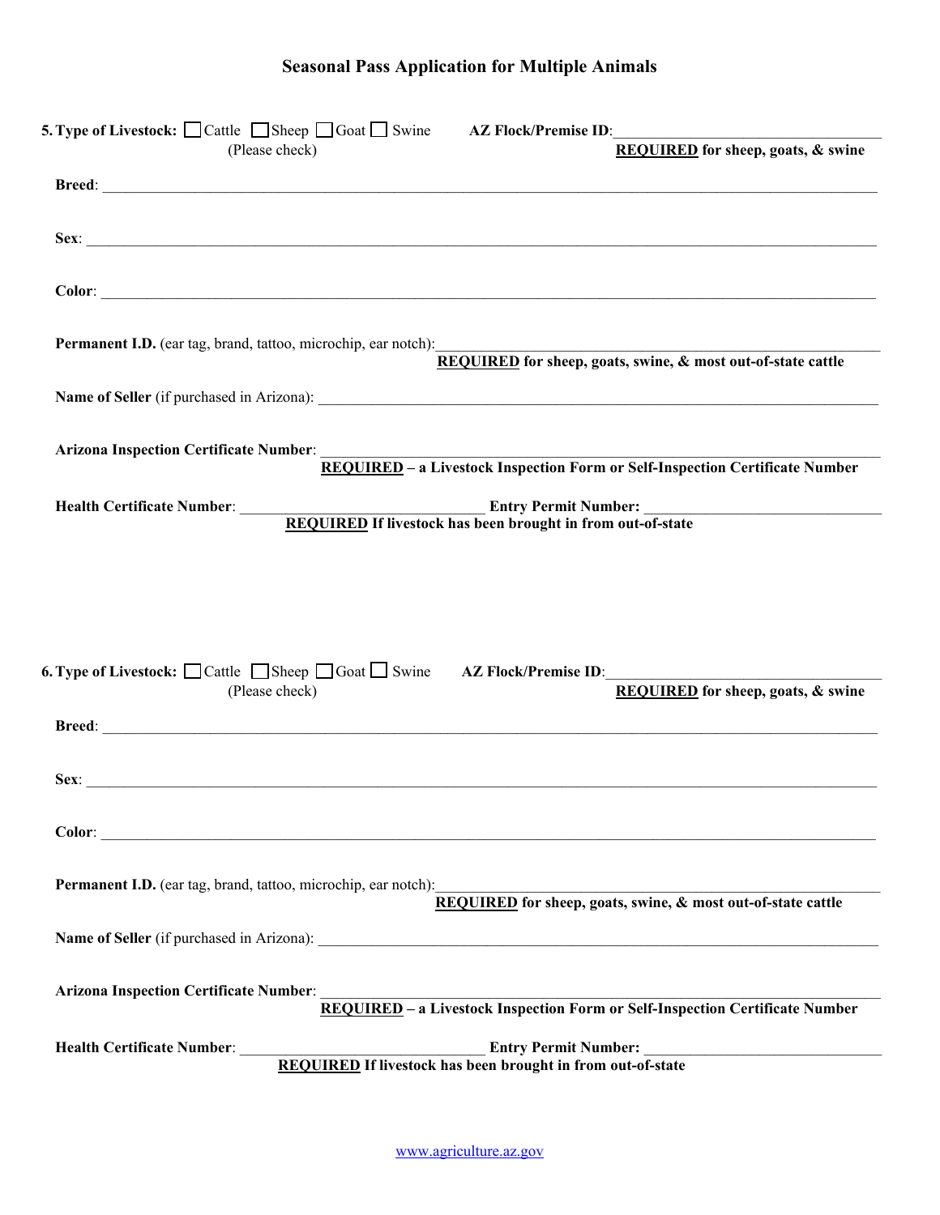# Seasonal Pass Application for Multiple Animals

**5. Type of Livestock:** ☐ Cattle ☐ Sheep ☐ Goat ☐ Swine (Please check) **AZ Flock/Premise ID**: \_\_\_\_\_\_\_\_\_\_\_\_\_\_\_\_\_\_\_\_
**REQUIRED for sheep, goats, & swine**

**Breed**: \_\_\_\_\_\_\_\_\_\_\_\_\_\_\_\_\_\_\_\_

**Sex**: \_\_\_\_\_\_\_\_\_\_\_\_\_\_\_\_\_\_\_\_

**Color**: \_\_\_\_\_\_\_\_\_\_\_\_\_\_\_\_\_\_\_\_

**Permanent I.D.** (ear tag, brand, tattoo, microchip, ear notch): \_\_\_\_\_\_\_\_\_\_\_\_\_\_\_\_\_\_\_\_
**REQUIRED for sheep, goats, swine, & most out-of-state cattle**

**Name of Seller** (if purchased in Arizona): \_\_\_\_\_\_\_\_\_\_\_\_\_\_\_\_\_\_\_\_

**Arizona Inspection Certificate Number**: \_\_\_\_\_\_\_\_\_\_\_\_\_\_\_\_\_\_\_\_
**REQUIRED – a Livestock Inspection Form or Self-Inspection Certificate Number**

**Health Certificate Number**: \_\_\_\_\_\_\_\_\_\_\_\_\_\_\_\_\_\_\_\_ **Entry Permit Number:** \_\_\_\_\_\_\_\_\_\_\_\_\_\_\_\_\_\_\_\_
**REQUIRED If livestock has been brought in from out-of-state**

**6. Type of Livestock:** ☐ Cattle ☐ Sheep ☐ Goat ☐ Swine (Please check) **AZ Flock/Premise ID**: \_\_\_\_\_\_\_\_\_\_\_\_\_\_\_\_\_\_\_\_
**REQUIRED for sheep, goats, & swine**

**Breed**: \_\_\_\_\_\_\_\_\_\_\_\_\_\_\_\_\_\_\_\_

**Sex**: \_\_\_\_\_\_\_\_\_\_\_\_\_\_\_\_\_\_\_\_

**Color**: \_\_\_\_\_\_\_\_\_\_\_\_\_\_\_\_\_\_\_\_

**Permanent I.D.** (ear tag, brand, tattoo, microchip, ear notch): \_\_\_\_\_\_\_\_\_\_\_\_\_\_\_\_\_\_\_\_
**REQUIRED for sheep, goats, swine, & most out-of-state cattle**

**Name of Seller** (if purchased in Arizona): \_\_\_\_\_\_\_\_\_\_\_\_\_\_\_\_\_\_\_\_

**Arizona Inspection Certificate Number**: \_\_\_\_\_\_\_\_\_\_\_\_\_\_\_\_\_\_\_\_
**REQUIRED – a Livestock Inspection Form or Self-Inspection Certificate Number**

**Health Certificate Number**: \_\_\_\_\_\_\_\_\_\_\_\_\_\_\_\_\_\_\_\_ **Entry Permit Number:** \_\_\_\_\_\_\_\_\_\_\_\_\_\_\_\_\_\_\_\_
**REQUIRED If livestock has been brought in from out-of-state**

www.agriculture.az.gov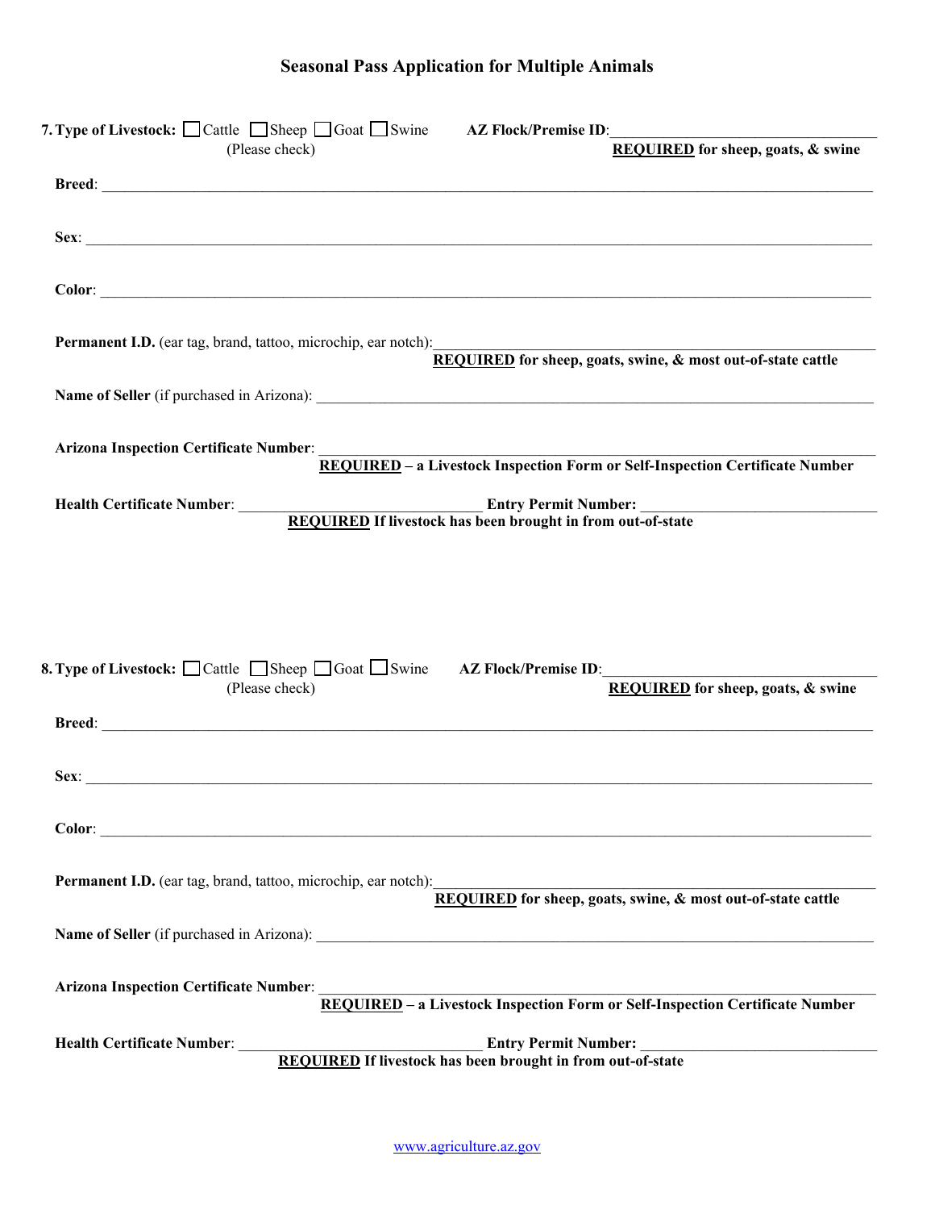# Seasonal Pass Application for Multiple Animals

**7. Type of Livestock:** ☐ Cattle ☐ Sheep ☐ Goat ☐ Swine (Please check) **AZ Flock/Premise ID**:_______________ **REQUIRED for sheep, goats, & swine**

**Breed**: _______________

**Sex**: _______________

**Color**: _______________

**Permanent I.D.** (ear tag, brand, tattoo, microchip, ear notch):_______________
**REQUIRED for sheep, goats, swine, & most out-of-state cattle**

**Name of Seller** (if purchased in Arizona): _______________

**Arizona Inspection Certificate Number**: _______________
**REQUIRED – a Livestock Inspection Form or Self-Inspection Certificate Number**

**Health Certificate Number**: _______________ **Entry Permit Number:** _______________
**REQUIRED If livestock has been brought in from out-of-state**

**8. Type of Livestock:** ☐ Cattle ☐ Sheep ☐ Goat ☐ Swine (Please check) **AZ Flock/Premise ID**:_______________ **REQUIRED for sheep, goats, & swine**

**Breed**: _______________

**Sex**: _______________

**Color**: _______________

**Permanent I.D.** (ear tag, brand, tattoo, microchip, ear notch):_______________
**REQUIRED for sheep, goats, swine, & most out-of-state cattle**

**Name of Seller** (if purchased in Arizona): _______________

**Arizona Inspection Certificate Number**: _______________
**REQUIRED – a Livestock Inspection Form or Self-Inspection Certificate Number**

**Health Certificate Number**: _______________ **Entry Permit Number:** _______________
**REQUIRED If livestock has been brought in from out-of-state**

www.agriculture.az.gov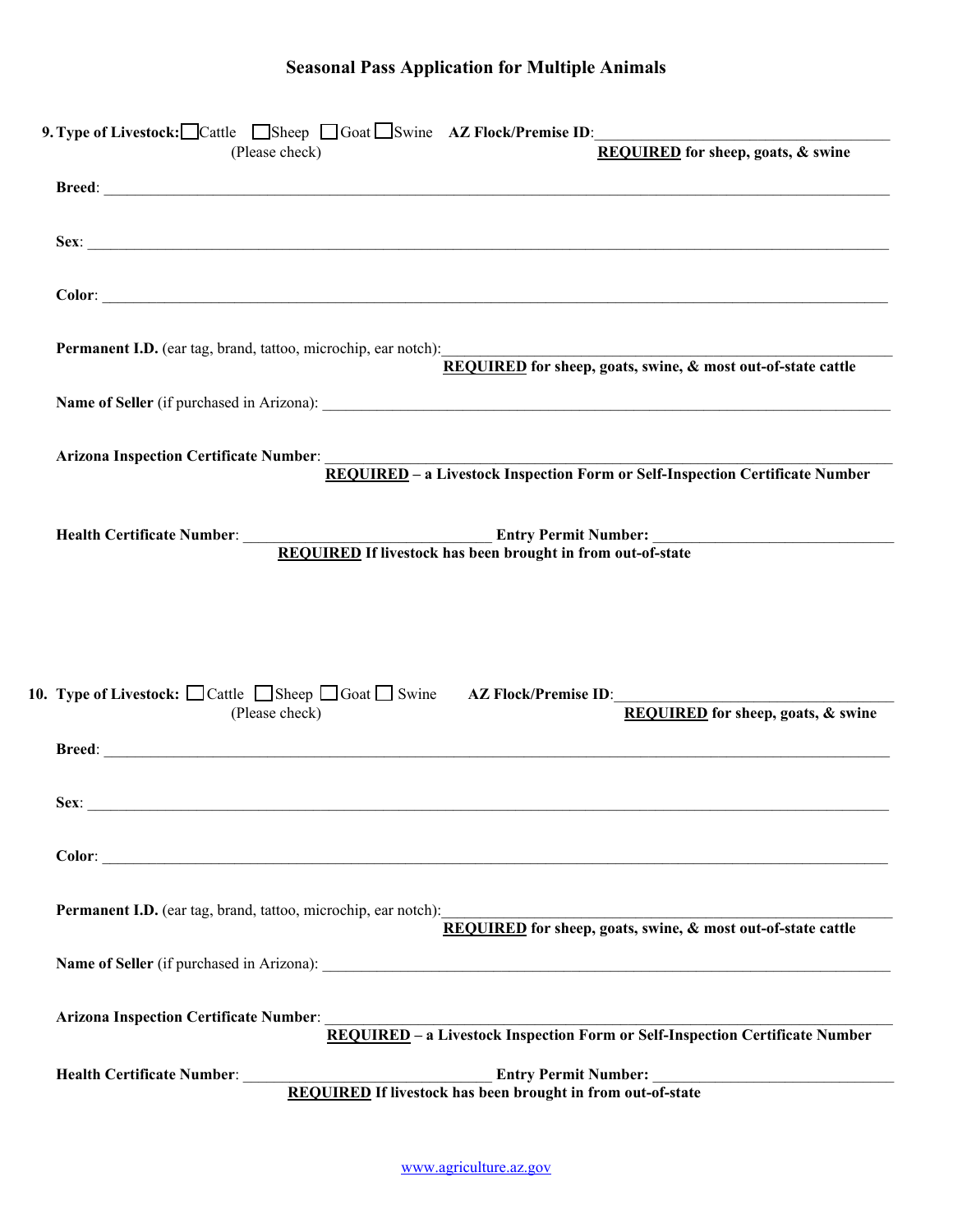# Seasonal Pass Application for Multiple Animals

**9. Type of Livestock:** ☐ Cattle ☐ Sheep ☐ Goat ☐ Swine **AZ Flock/Premise ID**:____________________________
(Please check) **REQUIRED for sheep, goats, & swine**

**Breed**: ____________________________________________________________

**Sex**: ____________________________________________________________

**Color**: ____________________________________________________________

**Permanent I.D.** (ear tag, brand, tattoo, microchip, ear notch):____________________________
**REQUIRED for sheep, goats, swine, & most out-of-state cattle**

**Name of Seller** (if purchased in Arizona): ____________________________________________

**Arizona Inspection Certificate Number**: ____________________________________________
**REQUIRED – a Livestock Inspection Form or Self-Inspection Certificate Number**

**Health Certificate Number**: ______________________ **Entry Permit Number:** ______________________
**REQUIRED If livestock has been brought in from out-of-state**

**10. Type of Livestock:** ☐ Cattle ☐ Sheep ☐ Goat ☐ Swine **AZ Flock/Premise ID**:____________________________
(Please check) **REQUIRED for sheep, goats, & swine**

**Breed**: ____________________________________________________________

**Sex**: ____________________________________________________________

**Color**: ____________________________________________________________

**Permanent I.D.** (ear tag, brand, tattoo, microchip, ear notch):____________________________
**REQUIRED for sheep, goats, swine, & most out-of-state cattle**

**Name of Seller** (if purchased in Arizona): ____________________________________________

**Arizona Inspection Certificate Number**: ____________________________________________
**REQUIRED – a Livestock Inspection Form or Self-Inspection Certificate Number**

**Health Certificate Number**: ______________________ **Entry Permit Number:** ______________________
**REQUIRED If livestock has been brought in from out-of-state**

www.agriculture.az.gov